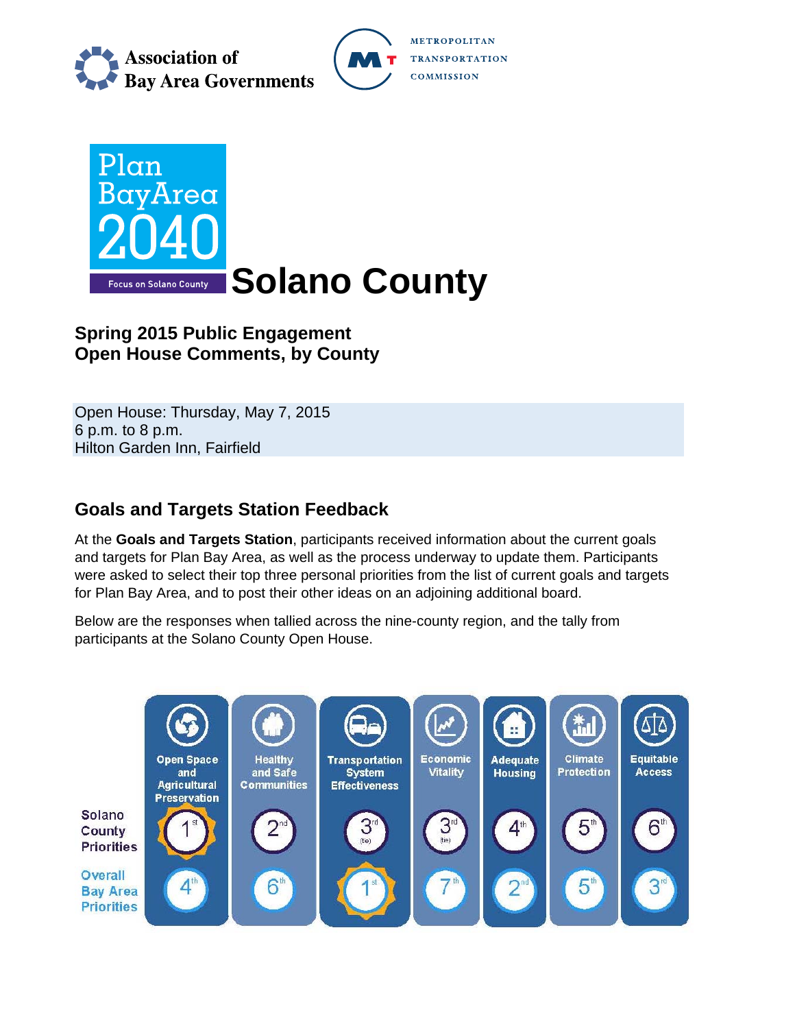Association of Bay Area Governments

METROPOLITAN TRANSPORTATION COMMISSION

Plan Bay Area 2040

Focus on Solano County

# Solano County

## Spring 2015 Public Engagement
## Open House Comments, by County

Open House: Thursday, May 7, 2015
6 p.m. to 8 p.m.
Hilton Garden Inn, Fairfield

## Goals and Targets Station Feedback

At the **Goals and Targets Station**, participants received information about the current goals and targets for Plan Bay Area, as well as the process underway to update them. Participants were asked to select their top three personal priorities from the list of current goals and targets for Plan Bay Area, and to post their other ideas on an adjoining additional board.

Below are the responses when tallied across the nine-county region, and the tally from participants at the Solano County Open House.

| | Open Space and Agricultural Preservation | Healthy and Safe Communities | Transportation System Effectiveness | Economic Vitality | Adequate Housing | Climate Protection | Equitable Access |
|---|---|---|---|---|---|---|---|
| Solano County Priorities | 1st | 2nd | 3rd (tie) | 3rd (tie) | 4th | 5th | 6th |
| Overall Bay Area Priorities | 4th | 6th | 1st | 7th | 2nd | 5th | 3rd |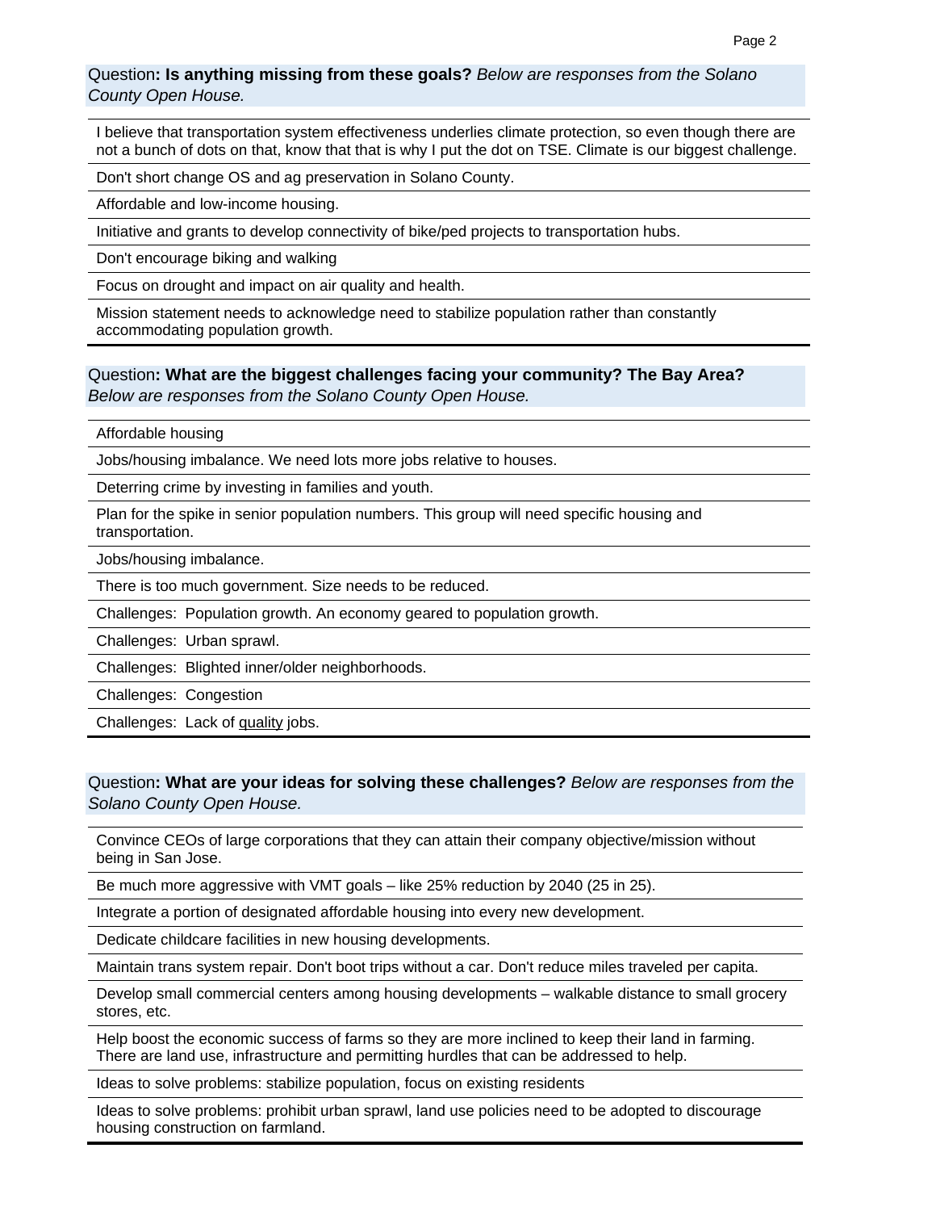Question**: Is anything missing from these goals?** *Below are responses from the Solano County Open House.*

| |
|---|
| I believe that transportation system effectiveness underlies climate protection, so even though there are not a bunch of dots on that, know that that is why I put the dot on TSE. Climate is our biggest challenge. |
| Don't short change OS and ag preservation in Solano County. |
| Affordable and low-income housing. |
| Initiative and grants to develop connectivity of bike/ped projects to transportation hubs. |
| Don't encourage biking and walking |
| Focus on drought and impact on air quality and health. |
| Mission statement needs to acknowledge need to stabilize population rather than constantly accommodating population growth. |

Question**: What are the biggest challenges facing your community? The Bay Area?** *Below are responses from the Solano County Open House.*

| |
|---|
| Affordable housing |
| Jobs/housing imbalance. We need lots more jobs relative to houses. |
| Deterring crime by investing in families and youth. |
| Plan for the spike in senior population numbers. This group will need specific housing and transportation. |
| Jobs/housing imbalance. |
| There is too much government. Size needs to be reduced. |
| Challenges: Population growth. An economy geared to population growth. |
| Challenges: Urban sprawl. |
| Challenges: Blighted inner/older neighborhoods. |
| Challenges: Congestion |
| Challenges: Lack of quality jobs. |

Question**: What are your ideas for solving these challenges?** *Below are responses from the Solano County Open House.*

| |
|---|
| Convince CEOs of large corporations that they can attain their company objective/mission without being in San Jose. |
| Be much more aggressive with VMT goals – like 25% reduction by 2040 (25 in 25). |
| Integrate a portion of designated affordable housing into every new development. |
| Dedicate childcare facilities in new housing developments. |
| Maintain trans system repair. Don't boot trips without a car. Don't reduce miles traveled per capita. |
| Develop small commercial centers among housing developments – walkable distance to small grocery stores, etc. |
| Help boost the economic success of farms so they are more inclined to keep their land in farming. There are land use, infrastructure and permitting hurdles that can be addressed to help. |
| Ideas to solve problems: stabilize population, focus on existing residents |
| Ideas to solve problems: prohibit urban sprawl, land use policies need to be adopted to discourage housing construction on farmland. |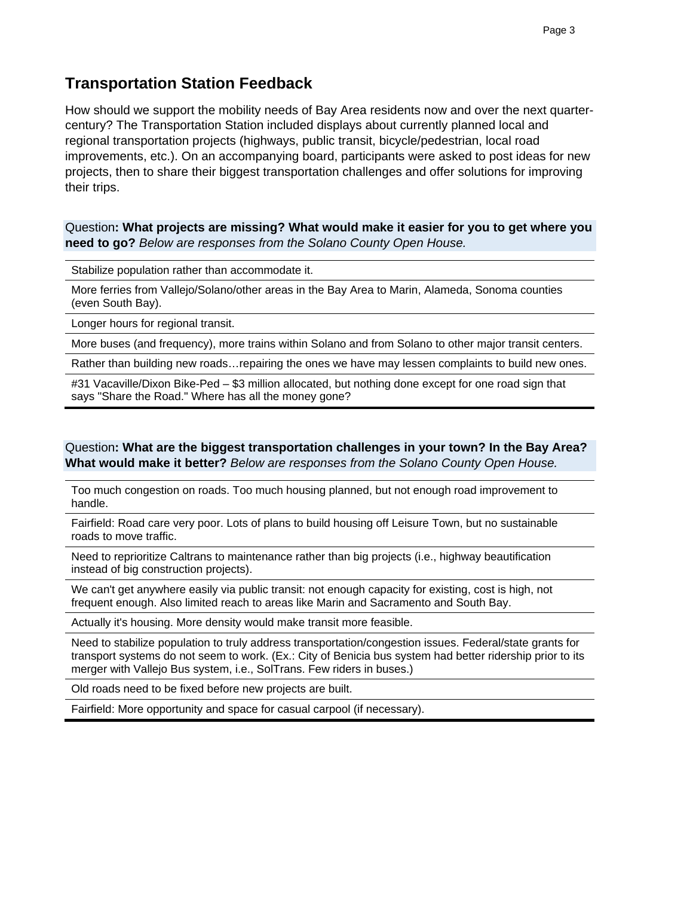## Transportation Station Feedback

How should we support the mobility needs of Bay Area residents now and over the next quarter-century? The Transportation Station included displays about currently planned local and regional transportation projects (highways, public transit, bicycle/pedestrian, local road improvements, etc.). On an accompanying board, participants were asked to post ideas for new projects, then to share their biggest transportation challenges and offer solutions for improving their trips.

| Question**: What projects are missing? What would make it easier for you to get where you need to go?** *Below are responses from the Solano County Open House.* |
|---|
| Stabilize population rather than accommodate it. |
| More ferries from Vallejo/Solano/other areas in the Bay Area to Marin, Alameda, Sonoma counties (even South Bay). |
| Longer hours for regional transit. |
| More buses (and frequency), more trains within Solano and from Solano to other major transit centers. |
| Rather than building new roads…repairing the ones we have may lessen complaints to build new ones. |
| #31 Vacaville/Dixon Bike-Ped – $3 million allocated, but nothing done except for one road sign that says "Share the Road." Where has all the money gone? |

| Question**: What are the biggest transportation challenges in your town? In the Bay Area? What would make it better?** *Below are responses from the Solano County Open House.* |
|---|
| Too much congestion on roads. Too much housing planned, but not enough road improvement to handle. |
| Fairfield: Road care very poor. Lots of plans to build housing off Leisure Town, but no sustainable roads to move traffic. |
| Need to reprioritize Caltrans to maintenance rather than big projects (i.e., highway beautification instead of big construction projects). |
| We can't get anywhere easily via public transit: not enough capacity for existing, cost is high, not frequent enough. Also limited reach to areas like Marin and Sacramento and South Bay. |
| Actually it's housing. More density would make transit more feasible. |
| Need to stabilize population to truly address transportation/congestion issues. Federal/state grants for transport systems do not seem to work. (Ex.: City of Benicia bus system had better ridership prior to its merger with Vallejo Bus system, i.e., SolTrans. Few riders in buses.) |
| Old roads need to be fixed before new projects are built. |
| Fairfield: More opportunity and space for casual carpool (if necessary). |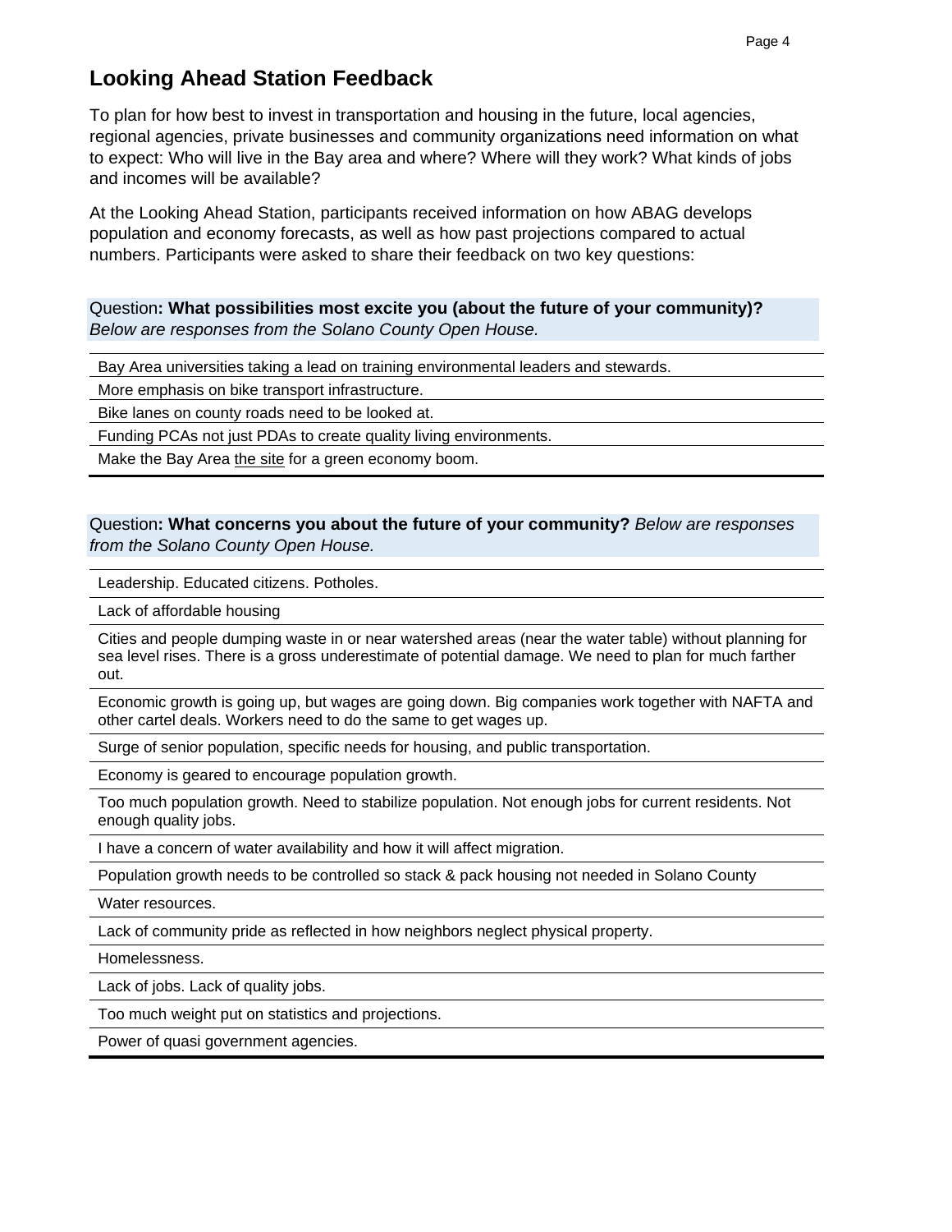## Looking Ahead Station Feedback

To plan for how best to invest in transportation and housing in the future, local agencies, regional agencies, private businesses and community organizations need information on what to expect: Who will live in the Bay area and where? Where will they work? What kinds of jobs and incomes will be available?

At the Looking Ahead Station, participants received information on how ABAG develops population and economy forecasts, as well as how past projections compared to actual numbers. Participants were asked to share their feedback on two key questions:

Question**: What possibilities most excite you (about the future of your community)?** *Below are responses from the Solano County Open House.*

| |
|---|
| Bay Area universities taking a lead on training environmental leaders and stewards. |
| More emphasis on bike transport infrastructure. |
| Bike lanes on county roads need to be looked at. |
| Funding PCAs not just PDAs to create quality living environments. |
| Make the Bay Area the site for a green economy boom. |

Question**: What concerns you about the future of your community?** *Below are responses from the Solano County Open House.*

| |
|---|
| Leadership. Educated citizens. Potholes. |
| Lack of affordable housing |
| Cities and people dumping waste in or near watershed areas (near the water table) without planning for sea level rises. There is a gross underestimate of potential damage. We need to plan for much farther out. |
| Economic growth is going up, but wages are going down. Big companies work together with NAFTA and other cartel deals. Workers need to do the same to get wages up. |
| Surge of senior population, specific needs for housing, and public transportation. |
| Economy is geared to encourage population growth. |
| Too much population growth. Need to stabilize population. Not enough jobs for current residents. Not enough quality jobs. |
| I have a concern of water availability and how it will affect migration. |
| Population growth needs to be controlled so stack & pack housing not needed in Solano County |
| Water resources. |
| Lack of community pride as reflected in how neighbors neglect physical property. |
| Homelessness. |
| Lack of jobs. Lack of quality jobs. |
| Too much weight put on statistics and projections. |
| Power of quasi government agencies. |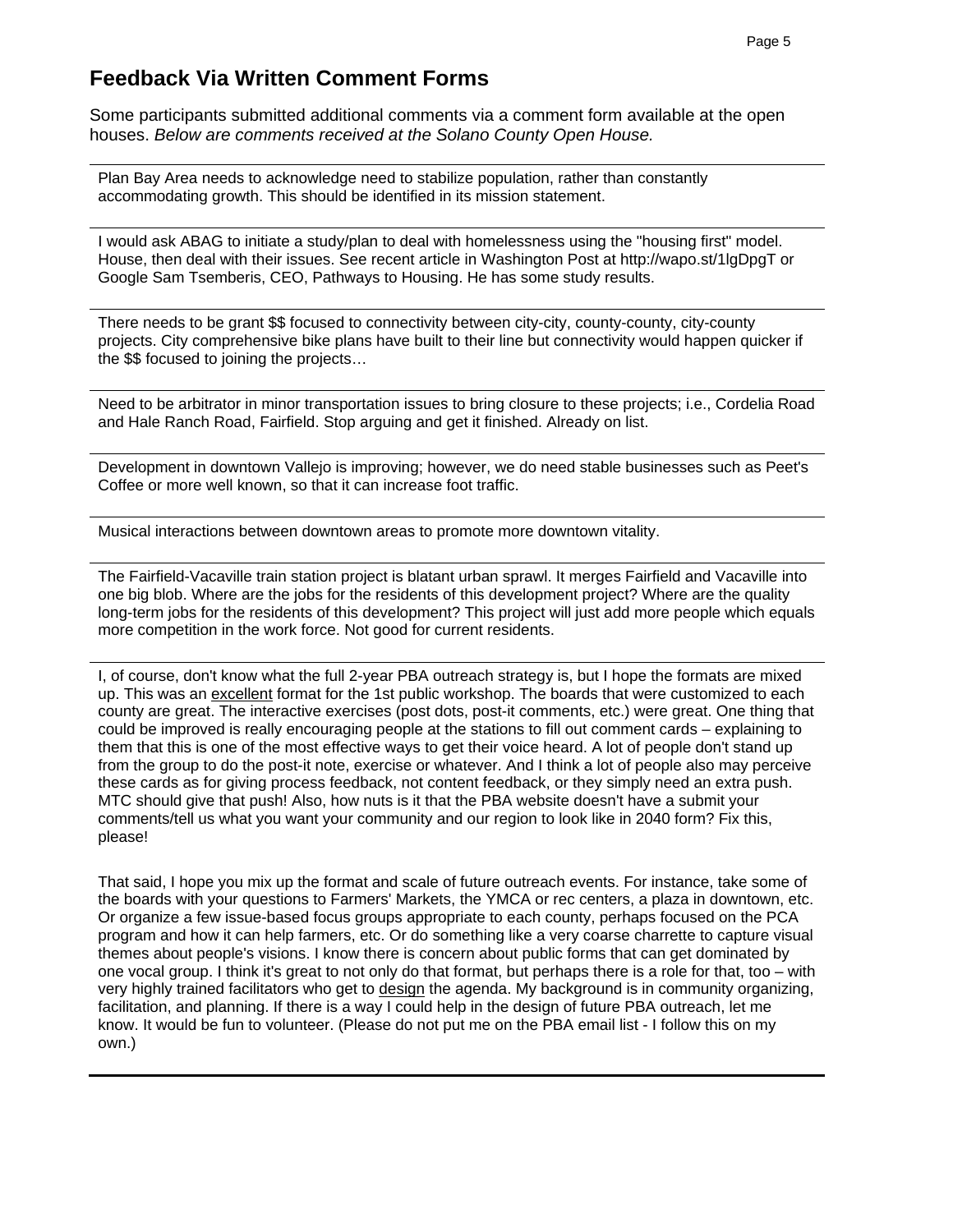## Feedback Via Written Comment Forms

Some participants submitted additional comments via a comment form available at the open houses. *Below are comments received at the Solano County Open House.*

---

Plan Bay Area needs to acknowledge need to stabilize population, rather than constantly accommodating growth. This should be identified in its mission statement.

---

I would ask ABAG to initiate a study/plan to deal with homelessness using the "housing first" model. House, then deal with their issues. See recent article in Washington Post at http://wapo.st/1lgDpgT or Google Sam Tsemberis, CEO, Pathways to Housing. He has some study results.

---

There needs to be grant $$ focused to connectivity between city-city, county-county, city-county projects. City comprehensive bike plans have built to their line but connectivity would happen quicker if the $$ focused to joining the projects…

---

Need to be arbitrator in minor transportation issues to bring closure to these projects; i.e., Cordelia Road and Hale Ranch Road, Fairfield. Stop arguing and get it finished. Already on list.

---

Development in downtown Vallejo is improving; however, we do need stable businesses such as Peet's Coffee or more well known, so that it can increase foot traffic.

---

Musical interactions between downtown areas to promote more downtown vitality.

---

The Fairfield-Vacaville train station project is blatant urban sprawl. It merges Fairfield and Vacaville into one big blob. Where are the jobs for the residents of this development project? Where are the quality long-term jobs for the residents of this development? This project will just add more people which equals more competition in the work force. Not good for current residents.

---

I, of course, don't know what the full 2-year PBA outreach strategy is, but I hope the formats are mixed up. This was an excellent format for the 1st public workshop. The boards that were customized to each county are great. The interactive exercises (post dots, post-it comments, etc.) were great. One thing that could be improved is really encouraging people at the stations to fill out comment cards – explaining to them that this is one of the most effective ways to get their voice heard. A lot of people don't stand up from the group to do the post-it note, exercise or whatever. And I think a lot of people also may perceive these cards as for giving process feedback, not content feedback, or they simply need an extra push. MTC should give that push! Also, how nuts is it that the PBA website doesn't have a submit your comments/tell us what you want your community and our region to look like in 2040 form? Fix this, please!

That said, I hope you mix up the format and scale of future outreach events. For instance, take some of the boards with your questions to Farmers' Markets, the YMCA or rec centers, a plaza in downtown, etc. Or organize a few issue-based focus groups appropriate to each county, perhaps focused on the PCA program and how it can help farmers, etc. Or do something like a very coarse charrette to capture visual themes about people's visions. I know there is concern about public forms that can get dominated by one vocal group. I think it's great to not only do that format, but perhaps there is a role for that, too – with very highly trained facilitators who get to design the agenda. My background is in community organizing, facilitation, and planning. If there is a way I could help in the design of future PBA outreach, let me know. It would be fun to volunteer. (Please do not put me on the PBA email list - I follow this on my own.)